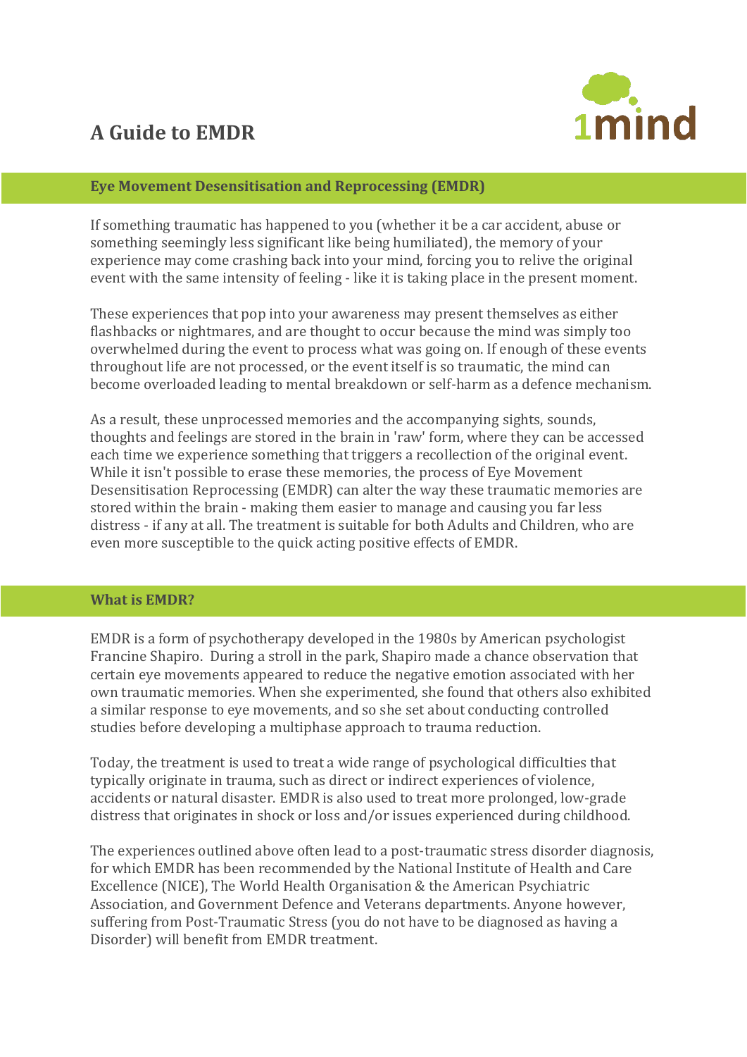# A Guide to EMDR

1mind

## Eye Movement Desensitisation and Reprocessing (EMDR)

If something traumatic has happened to you (whether it be a car accident, abuse or something seemingly less significant like being humiliated), the memory of your experience may come crashing back into your mind, forcing you to relive the original event with the same intensity of feeling - like it is taking place in the present moment.

These experiences that pop into your awareness may present themselves as either flashbacks or nightmares, and are thought to occur because the mind was simply too overwhelmed during the event to process what was going on. If enough of these events throughout life are not processed, or the event itself is so traumatic, the mind can become overloaded leading to mental breakdown or self-harm as a defence mechanism.

As a result, these unprocessed memories and the accompanying sights, sounds, thoughts and feelings are stored in the brain in 'raw' form, where they can be accessed each time we experience something that triggers a recollection of the original event. While it isn't possible to erase these memories, the process of Eye Movement Desensitisation Reprocessing (EMDR) can alter the way these traumatic memories are stored within the brain - making them easier to manage and causing you far less distress - if any at all. The treatment is suitable for both Adults and Children, who are even more susceptible to the quick acting positive effects of EMDR.

## What is EMDR?

EMDR is a form of psychotherapy developed in the 1980s by American psychologist Francine Shapiro. During a stroll in the park, Shapiro made a chance observation that certain eye movements appeared to reduce the negative emotion associated with her own traumatic memories. When she experimented, she found that others also exhibited a similar response to eye movements, and so she set about conducting controlled studies before developing a multiphase approach to trauma reduction.

Today, the treatment is used to treat a wide range of psychological difficulties that typically originate in trauma, such as direct or indirect experiences of violence, accidents or natural disaster. EMDR is also used to treat more prolonged, low-grade distress that originates in shock or loss and/or issues experienced during childhood.

The experiences outlined above often lead to a post-traumatic stress disorder diagnosis, for which EMDR has been recommended by the National Institute of Health and Care Excellence (NICE), The World Health Organisation & the American Psychiatric Association, and Government Defence and Veterans departments. Anyone however, suffering from Post-Traumatic Stress (you do not have to be diagnosed as having a Disorder) will benefit from EMDR treatment.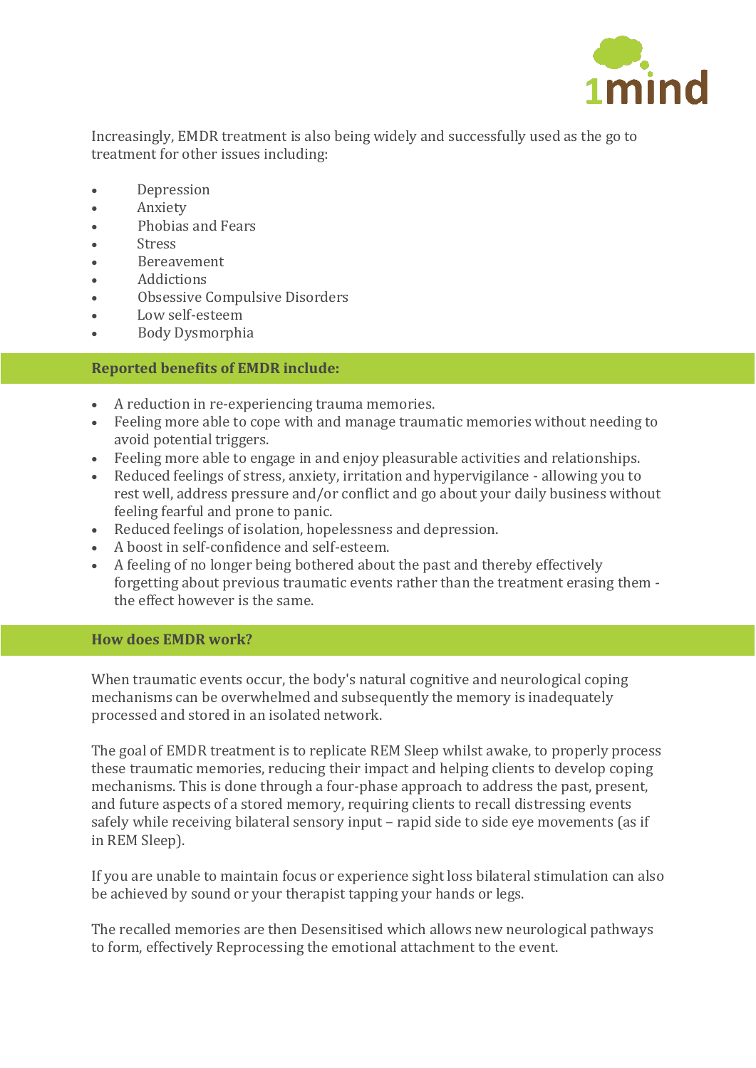Increasingly, EMDR treatment is also being widely and successfully used as the go to treatment for other issues including:

- Depression
- Anxiety
- Phobias and Fears
- Stress
- Bereavement
- Addictions
- Obsessive Compulsive Disorders
- Low self-esteem
- Body Dysmorphia

## Reported benefits of EMDR include:

- A reduction in re-experiencing trauma memories.
- Feeling more able to cope with and manage traumatic memories without needing to avoid potential triggers.
- Feeling more able to engage in and enjoy pleasurable activities and relationships.
- Reduced feelings of stress, anxiety, irritation and hypervigilance - allowing you to rest well, address pressure and/or conflict and go about your daily business without feeling fearful and prone to panic.
- Reduced feelings of isolation, hopelessness and depression.
- A boost in self-confidence and self-esteem.
- A feeling of no longer being bothered about the past and thereby effectively forgetting about previous traumatic events rather than the treatment erasing them - the effect however is the same.

## How does EMDR work?

When traumatic events occur, the body's natural cognitive and neurological coping mechanisms can be overwhelmed and subsequently the memory is inadequately processed and stored in an isolated network.

The goal of EMDR treatment is to replicate REM Sleep whilst awake, to properly process these traumatic memories, reducing their impact and helping clients to develop coping mechanisms. This is done through a four-phase approach to address the past, present, and future aspects of a stored memory, requiring clients to recall distressing events safely while receiving bilateral sensory input – rapid side to side eye movements (as if in REM Sleep).

If you are unable to maintain focus or experience sight loss bilateral stimulation can also be achieved by sound or your therapist tapping your hands or legs.

The recalled memories are then Desensitised which allows new neurological pathways to form, effectively Reprocessing the emotional attachment to the event.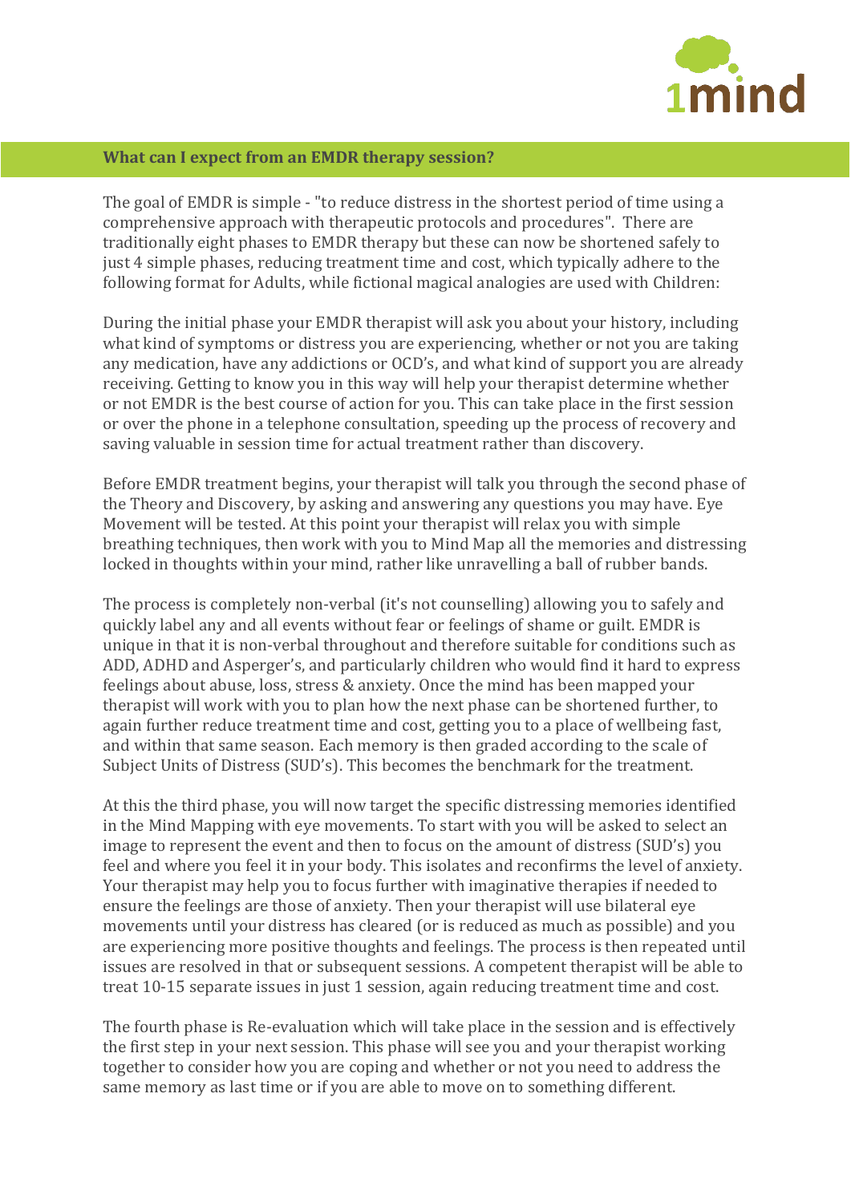## What can I expect from an EMDR therapy session?

The goal of EMDR is simple - "to reduce distress in the shortest period of time using a comprehensive approach with therapeutic protocols and procedures". There are traditionally eight phases to EMDR therapy but these can now be shortened safely to just 4 simple phases, reducing treatment time and cost, which typically adhere to the following format for Adults, while fictional magical analogies are used with Children:

During the initial phase your EMDR therapist will ask you about your history, including what kind of symptoms or distress you are experiencing, whether or not you are taking any medication, have any addictions or OCD's, and what kind of support you are already receiving. Getting to know you in this way will help your therapist determine whether or not EMDR is the best course of action for you. This can take place in the first session or over the phone in a telephone consultation, speeding up the process of recovery and saving valuable in session time for actual treatment rather than discovery.

Before EMDR treatment begins, your therapist will talk you through the second phase of the Theory and Discovery, by asking and answering any questions you may have. Eye Movement will be tested. At this point your therapist will relax you with simple breathing techniques, then work with you to Mind Map all the memories and distressing locked in thoughts within your mind, rather like unravelling a ball of rubber bands.

The process is completely non-verbal (it's not counselling) allowing you to safely and quickly label any and all events without fear or feelings of shame or guilt. EMDR is unique in that it is non-verbal throughout and therefore suitable for conditions such as ADD, ADHD and Asperger's, and particularly children who would find it hard to express feelings about abuse, loss, stress & anxiety. Once the mind has been mapped your therapist will work with you to plan how the next phase can be shortened further, to again further reduce treatment time and cost, getting you to a place of wellbeing fast, and within that same season. Each memory is then graded according to the scale of Subject Units of Distress (SUD's). This becomes the benchmark for the treatment.

At this the third phase, you will now target the specific distressing memories identified in the Mind Mapping with eye movements. To start with you will be asked to select an image to represent the event and then to focus on the amount of distress (SUD's) you feel and where you feel it in your body. This isolates and reconfirms the level of anxiety. Your therapist may help you to focus further with imaginative therapies if needed to ensure the feelings are those of anxiety. Then your therapist will use bilateral eye movements until your distress has cleared (or is reduced as much as possible) and you are experiencing more positive thoughts and feelings. The process is then repeated until issues are resolved in that or subsequent sessions. A competent therapist will be able to treat 10-15 separate issues in just 1 session, again reducing treatment time and cost.

The fourth phase is Re-evaluation which will take place in the session and is effectively the first step in your next session. This phase will see you and your therapist working together to consider how you are coping and whether or not you need to address the same memory as last time or if you are able to move on to something different.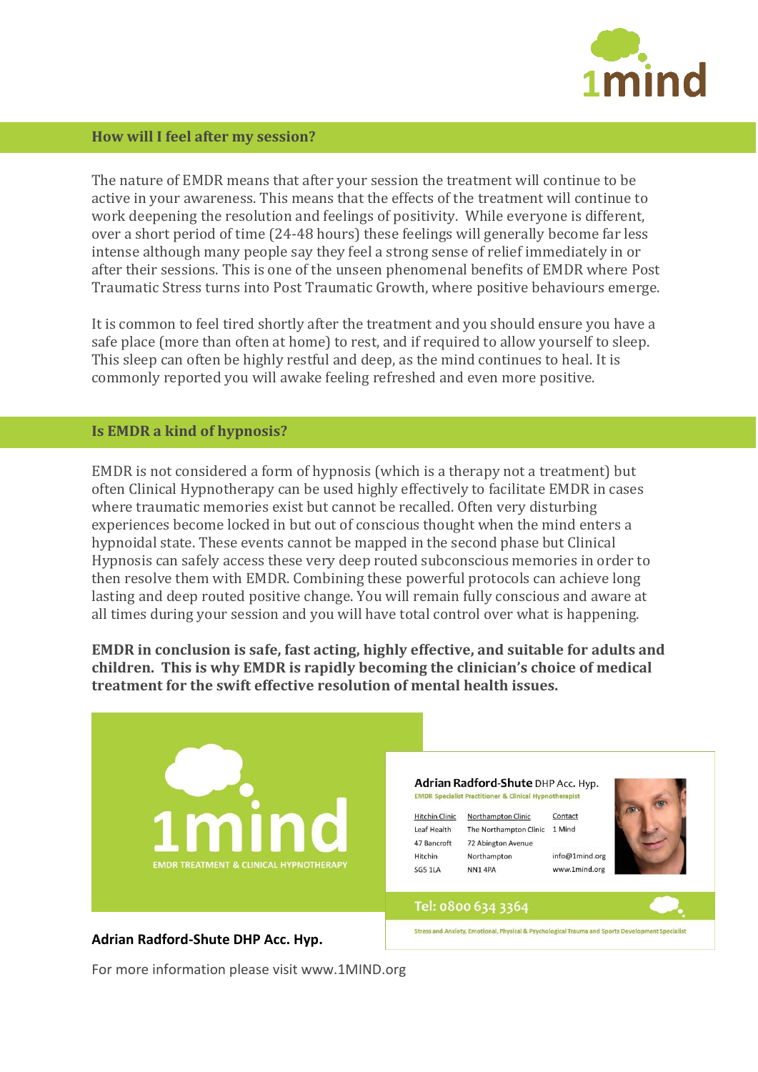## How will I feel after my session?

The nature of EMDR means that after your session the treatment will continue to be active in your awareness. This means that the effects of the treatment will continue to work deepening the resolution and feelings of positivity. While everyone is different, over a short period of time (24-48 hours) these feelings will generally become far less intense although many people say they feel a strong sense of relief immediately in or after their sessions. This is one of the unseen phenomenal benefits of EMDR where Post Traumatic Stress turns into Post Traumatic Growth, where positive behaviours emerge.

It is common to feel tired shortly after the treatment and you should ensure you have a safe place (more than often at home) to rest, and if required to allow yourself to sleep. This sleep can often be highly restful and deep, as the mind continues to heal. It is commonly reported you will awake feeling refreshed and even more positive.

## Is EMDR a kind of hypnosis?

EMDR is not considered a form of hypnosis (which is a therapy not a treatment) but often Clinical Hypnotherapy can be used highly effectively to facilitate EMDR in cases where traumatic memories exist but cannot be recalled. Often very disturbing experiences become locked in but out of conscious thought when the mind enters a hypnoidal state. These events cannot be mapped in the second phase but Clinical Hypnosis can safely access these very deep routed subconscious memories in order to then resolve them with EMDR. Combining these powerful protocols can achieve long lasting and deep routed positive change. You will remain fully conscious and aware at all times during your session and you will have total control over what is happening.

**EMDR in conclusion is safe, fast acting, highly effective, and suitable for adults and children. This is why EMDR is rapidly becoming the clinician's choice of medical treatment for the swift effective resolution of mental health issues.**

1mind

EMDR TREATMENT & CLINICAL HYPNOTHERAPY

**Adrian Radford-Shute** DHP Acc. Hyp.

EMDR Specialist Practitioner & Clinical Hypnotherapist

| Hitchin Clinic | Northampton Clinic | Contact |
|---|---|---|
| Leaf Health | The Northampton Clinic | 1 Mind |
| 47 Bancroft | 72 Abington Avenue | |
| Hitchin | Northampton | info@1mind.org |
| SG5 1LA | NN1 4PA | www.1mind.org |

Tel: 0800 634 3364

Stress and Anxiety, Emotional, Physical & Psychological Trauma and Sports Development Specialist

**Adrian Radford-Shute DHP Acc. Hyp.**

For more information please visit www.1MIND.org